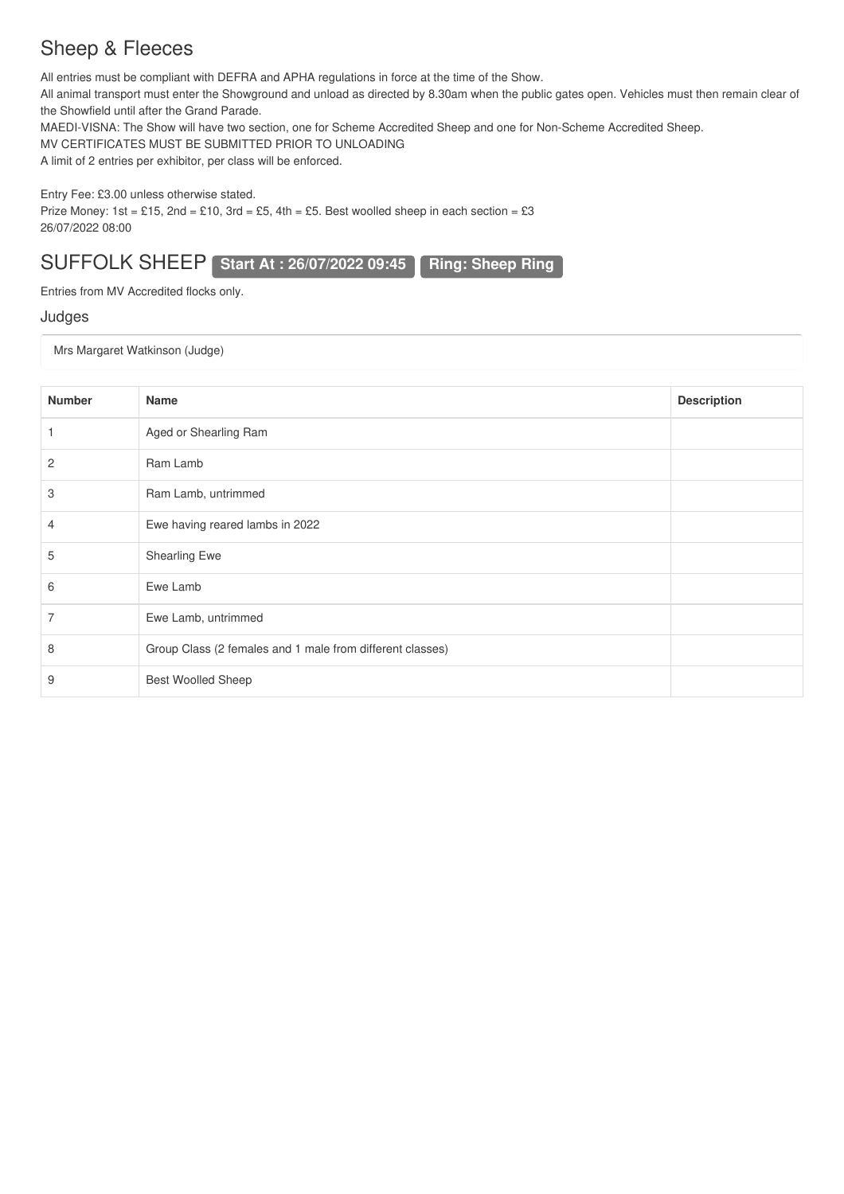# Sheep & Fleeces

All entries must be compliant with DEFRA and APHA regulations in force at the time of the Show.

All animal transport must enter the Showground and unload as directed by 8.30am when the public gates open. Vehicles must then remain clear of the Showfield until after the Grand Parade.

MAEDI-VISNA: The Show will have two section, one for Scheme Accredited Sheep and one for Non-Scheme Accredited Sheep.

MV CERTIFICATES MUST BE SUBMITTED PRIOR TO UNLOADING

A limit of 2 entries per exhibitor, per class will be enforced.

Entry Fee: £3.00 unless otherwise stated.

Prize Money: 1st = £15, 2nd = £10, 3rd = £5, 4th = £5. Best woolled sheep in each section = £3

26/07/2022 08:00

## SUFFOLK SHEEP **Start At : 26/07/2022 09:45** **Ring: Sheep Ring**

Entries from MV Accredited flocks only.

### Judges

Mrs Margaret Watkinson (Judge)

| Number | Name | Description |
|---|---|---|
| 1 | Aged or Shearling Ram | |
| 2 | Ram Lamb | |
| 3 | Ram Lamb, untrimmed | |
| 4 | Ewe having reared lambs in 2022 | |
| 5 | Shearling Ewe | |
| 6 | Ewe Lamb | |
| 7 | Ewe Lamb, untrimmed | |
| 8 | Group Class (2 females and 1 male from different classes) | |
| 9 | Best Woolled Sheep | |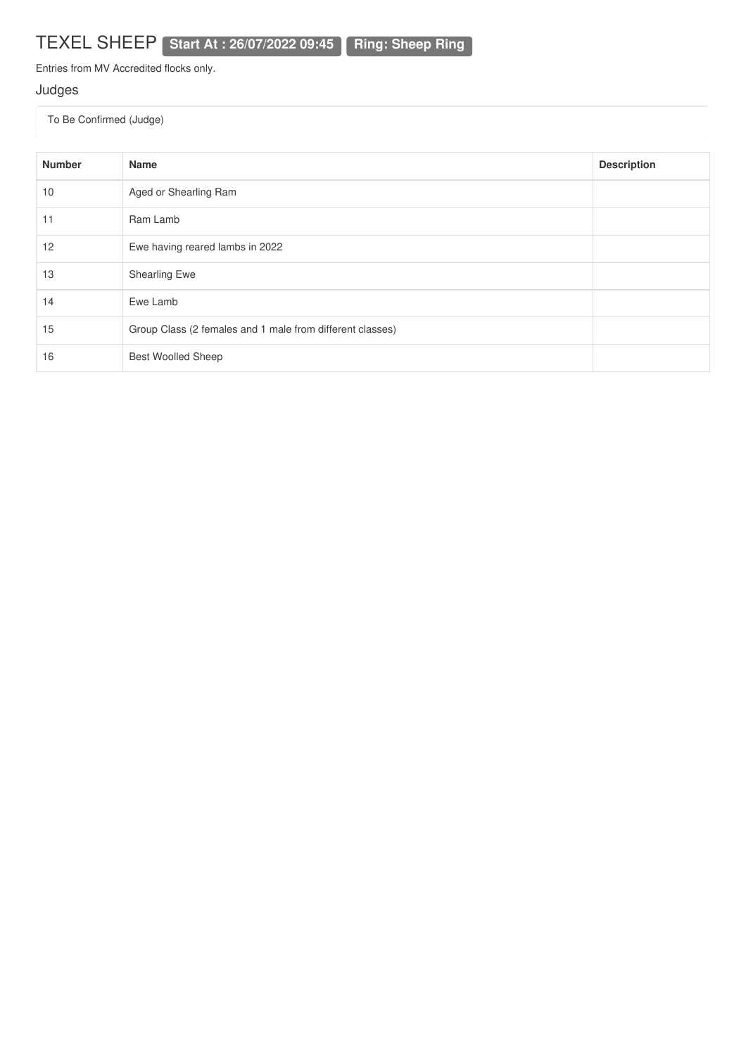# TEXEL SHEEP **Start At : 26/07/2022 09:45** **Ring: Sheep Ring**

Entries from MV Accredited flocks only.

## Judges

To Be Confirmed (Judge)

| Number | Name | Description |
|---|---|---|
| 10 | Aged or Shearling Ram | |
| 11 | Ram Lamb | |
| 12 | Ewe having reared lambs in 2022 | |
| 13 | Shearling Ewe | |
| 14 | Ewe Lamb | |
| 15 | Group Class (2 females and 1 male from different classes) | |
| 16 | Best Woolled Sheep | |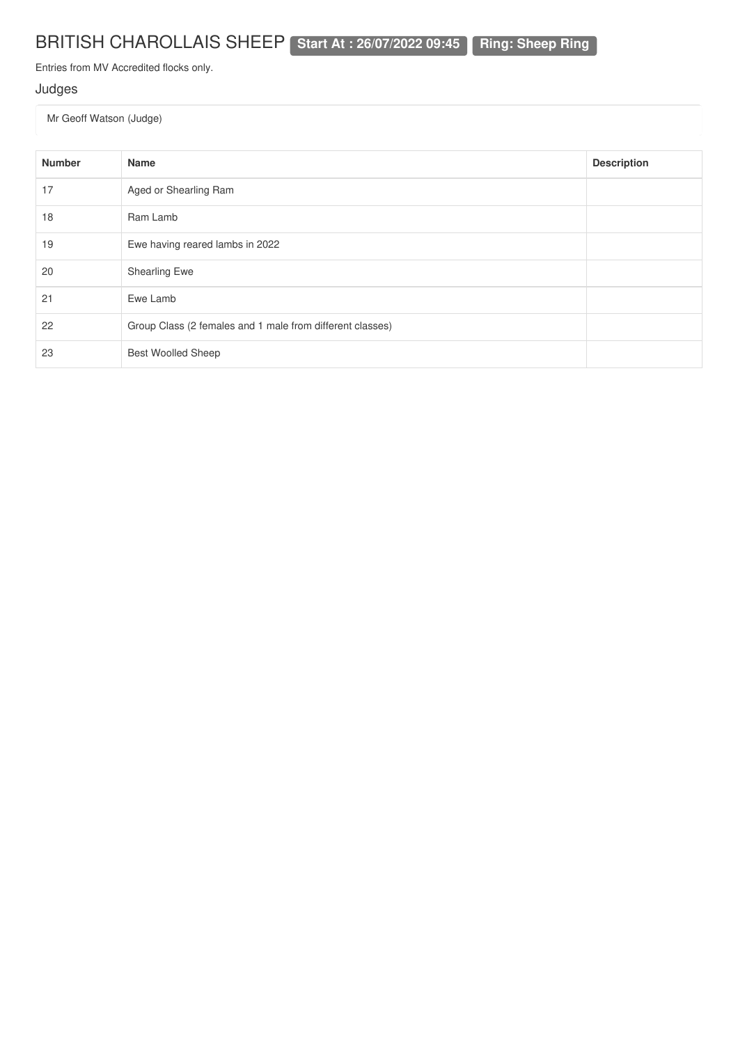# BRITISH CHAROLLAIS SHEEP **Start At : 26/07/2022 09:45** **Ring: Sheep Ring**

Entries from MV Accredited flocks only.

## Judges

Mr Geoff Watson (Judge)

| Number | Name | Description |
|---|---|---|
| 17 | Aged or Shearling Ram | |
| 18 | Ram Lamb | |
| 19 | Ewe having reared lambs in 2022 | |
| 20 | Shearling Ewe | |
| 21 | Ewe Lamb | |
| 22 | Group Class (2 females and 1 male from different classes) | |
| 23 | Best Woolled Sheep | |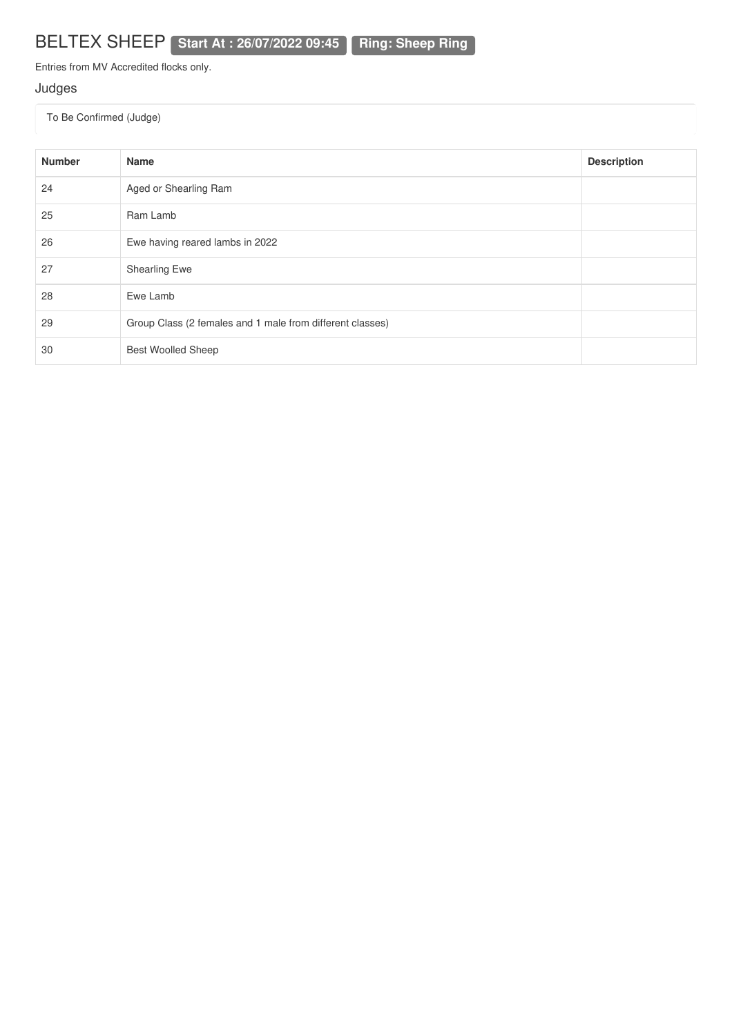# BELTEX SHEEP **Start At : 26/07/2022 09:45** **Ring: Sheep Ring**

Entries from MV Accredited flocks only.

## Judges

To Be Confirmed (Judge)

| Number | Name | Description |
|---|---|---|
| 24 | Aged or Shearling Ram | |
| 25 | Ram Lamb | |
| 26 | Ewe having reared lambs in 2022 | |
| 27 | Shearling Ewe | |
| 28 | Ewe Lamb | |
| 29 | Group Class (2 females and 1 male from different classes) | |
| 30 | Best Woolled Sheep | |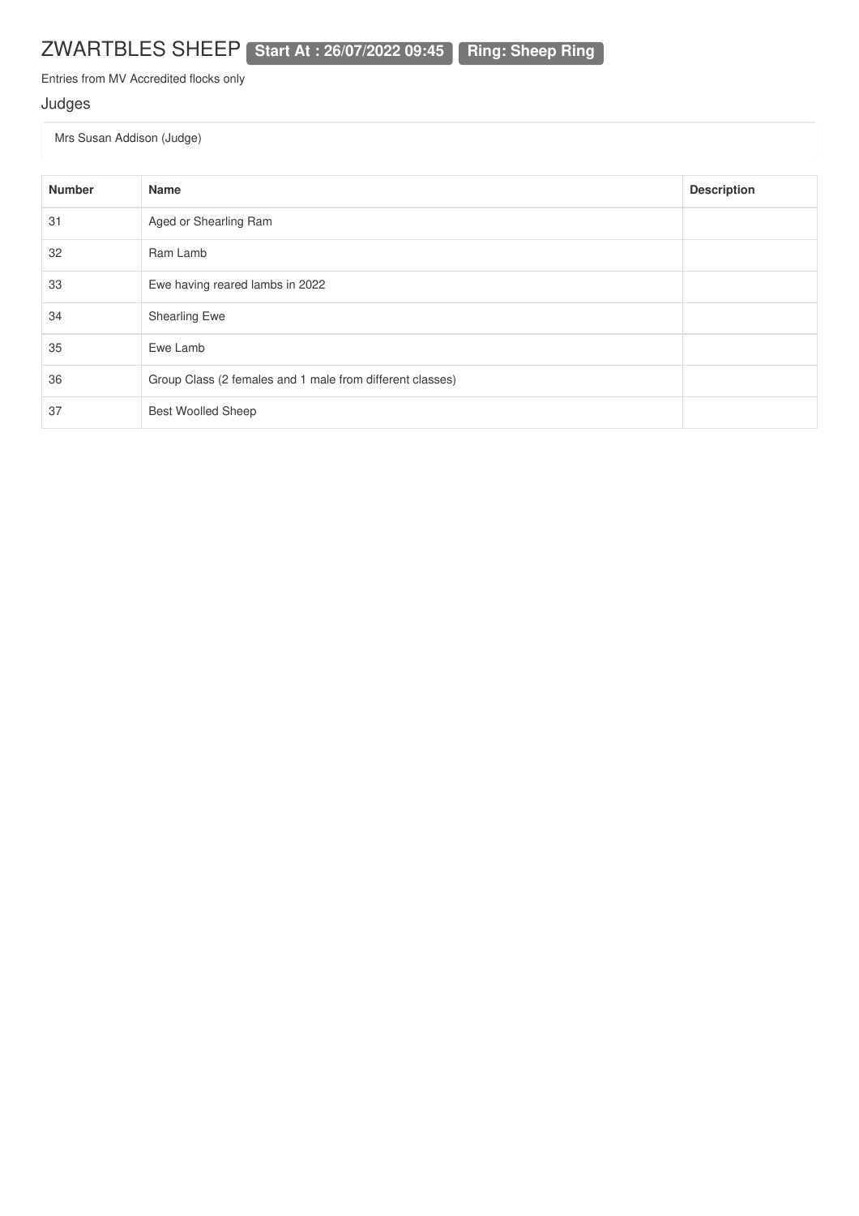# ZWARTBLES SHEEP **Start At : 26/07/2022 09:45** **Ring: Sheep Ring**

Entries from MV Accredited flocks only

## Judges

Mrs Susan Addison (Judge)

| Number | Name | Description |
| --- | --- | --- |
| 31 | Aged or Shearling Ram | |
| 32 | Ram Lamb | |
| 33 | Ewe having reared lambs in 2022 | |
| 34 | Shearling Ewe | |
| 35 | Ewe Lamb | |
| 36 | Group Class (2 females and 1 male from different classes) | |
| 37 | Best Woolled Sheep | |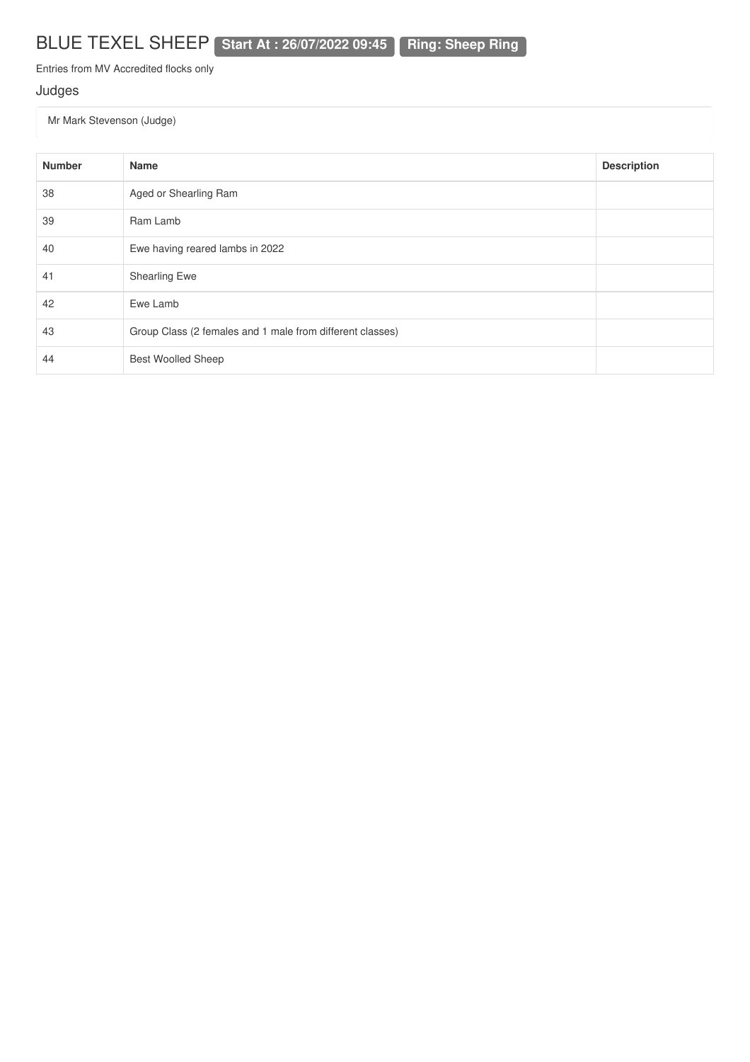# BLUE TEXEL SHEEP **Start At : 26/07/2022 09:45** **Ring: Sheep Ring**

Entries from MV Accredited flocks only

## Judges

Mr Mark Stevenson (Judge)

| Number | Name | Description |
|---|---|---|
| 38 | Aged or Shearling Ram | |
| 39 | Ram Lamb | |
| 40 | Ewe having reared lambs in 2022 | |
| 41 | Shearling Ewe | |
| 42 | Ewe Lamb | |
| 43 | Group Class (2 females and 1 male from different classes) | |
| 44 | Best Woolled Sheep | |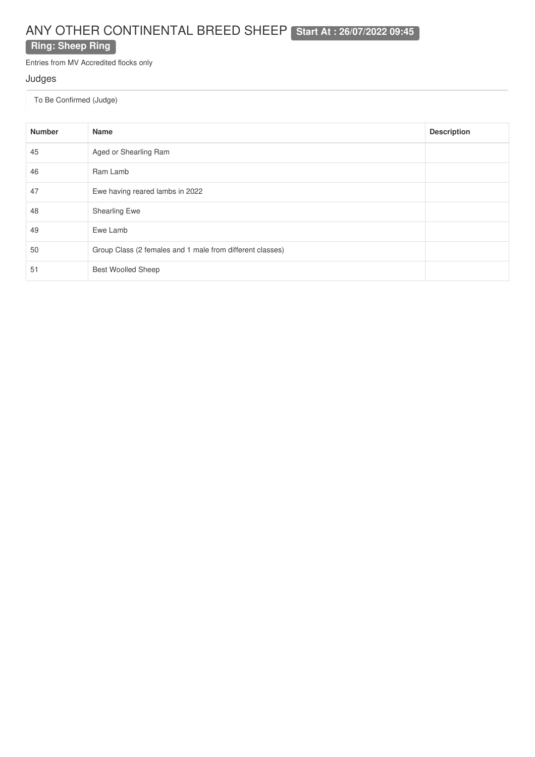# ANY OTHER CONTINENTAL BREED SHEEP **Start At : 26/07/2022 09:45**

**Ring: Sheep Ring**

Entries from MV Accredited flocks only

## Judges

To Be Confirmed (Judge)

| Number | Name | Description |
|---|---|---|
| 45 | Aged or Shearling Ram | |
| 46 | Ram Lamb | |
| 47 | Ewe having reared lambs in 2022 | |
| 48 | Shearling Ewe | |
| 49 | Ewe Lamb | |
| 50 | Group Class (2 females and 1 male from different classes) | |
| 51 | Best Woolled Sheep | |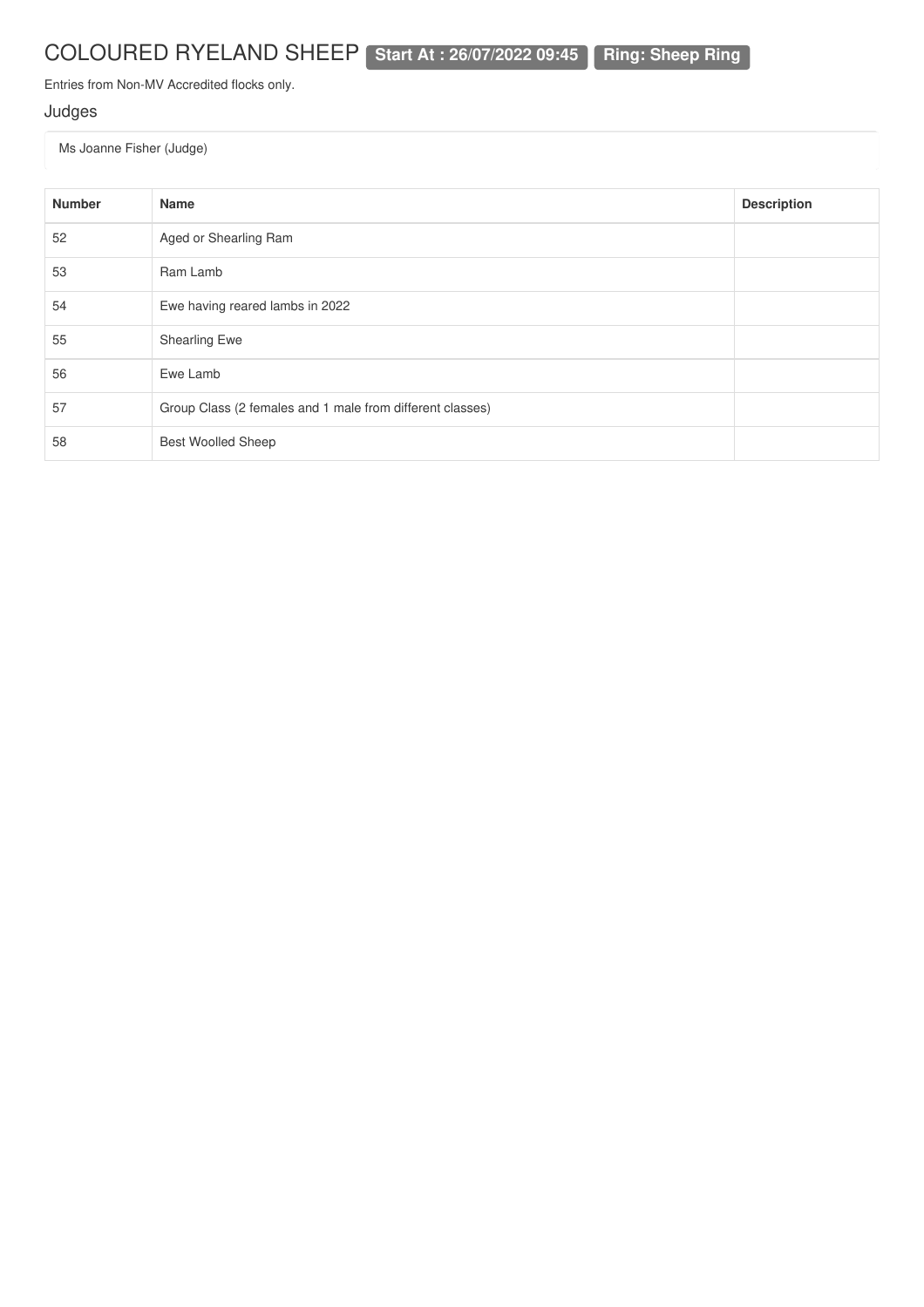# COLOURED RYELAND SHEEP **Start At : 26/07/2022 09:45** **Ring: Sheep Ring**

Entries from Non-MV Accredited flocks only.

## Judges

Ms Joanne Fisher (Judge)

| Number | Name | Description |
|---|---|---|
| 52 | Aged or Shearling Ram | |
| 53 | Ram Lamb | |
| 54 | Ewe having reared lambs in 2022 | |
| 55 | Shearling Ewe | |
| 56 | Ewe Lamb | |
| 57 | Group Class (2 females and 1 male from different classes) | |
| 58 | Best Woolled Sheep | |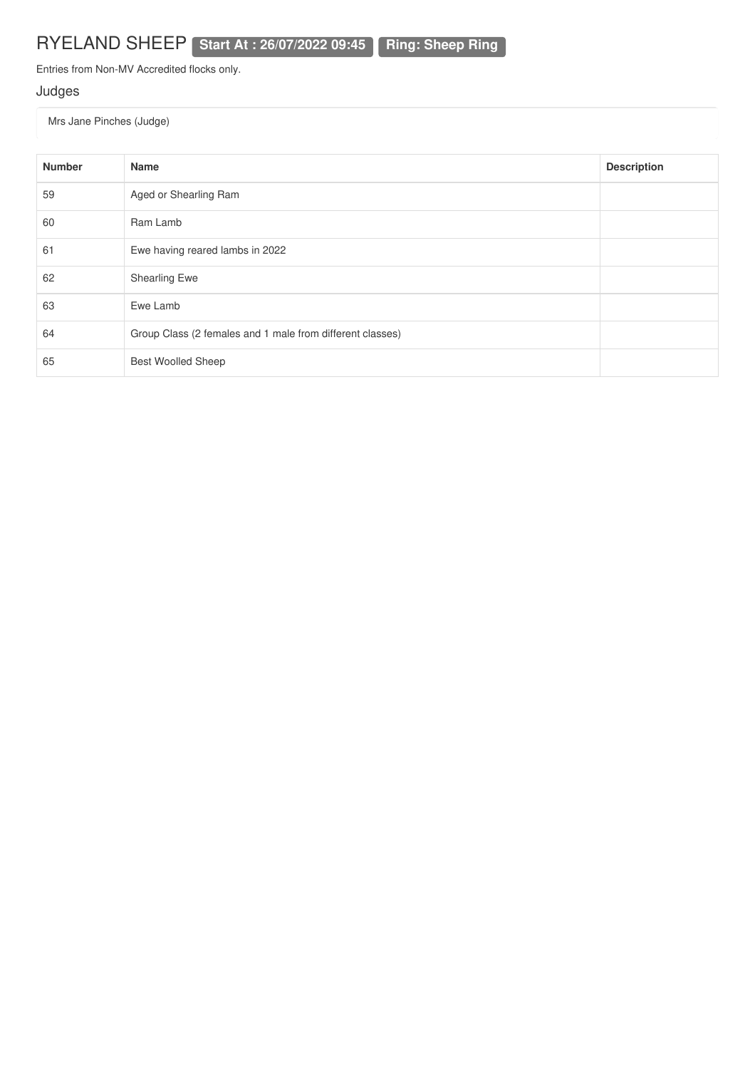# RYELAND SHEEP **Start At : 26/07/2022 09:45** **Ring: Sheep Ring**

Entries from Non-MV Accredited flocks only.

## Judges

Mrs Jane Pinches (Judge)

| Number | Name | Description |
|---|---|---|
| 59 | Aged or Shearling Ram | |
| 60 | Ram Lamb | |
| 61 | Ewe having reared lambs in 2022 | |
| 62 | Shearling Ewe | |
| 63 | Ewe Lamb | |
| 64 | Group Class (2 females and 1 male from different classes) | |
| 65 | Best Woolled Sheep | |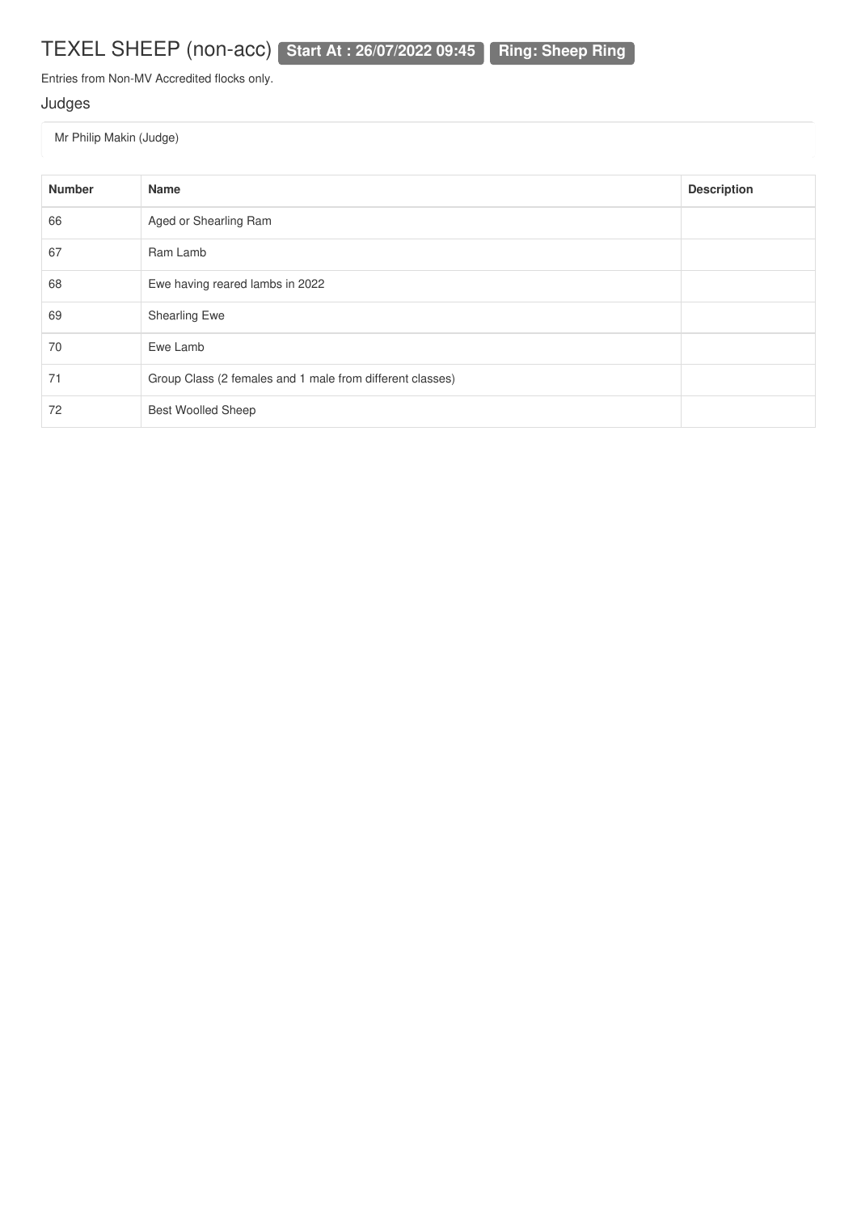# TEXEL SHEEP (non-acc) **Start At : 26/07/2022 09:45** **Ring: Sheep Ring**

Entries from Non-MV Accredited flocks only.

## Judges

Mr Philip Makin (Judge)

| Number | Name | Description |
|---|---|---|
| 66 | Aged or Shearling Ram | |
| 67 | Ram Lamb | |
| 68 | Ewe having reared lambs in 2022 | |
| 69 | Shearling Ewe | |
| 70 | Ewe Lamb | |
| 71 | Group Class (2 females and 1 male from different classes) | |
| 72 | Best Woolled Sheep | |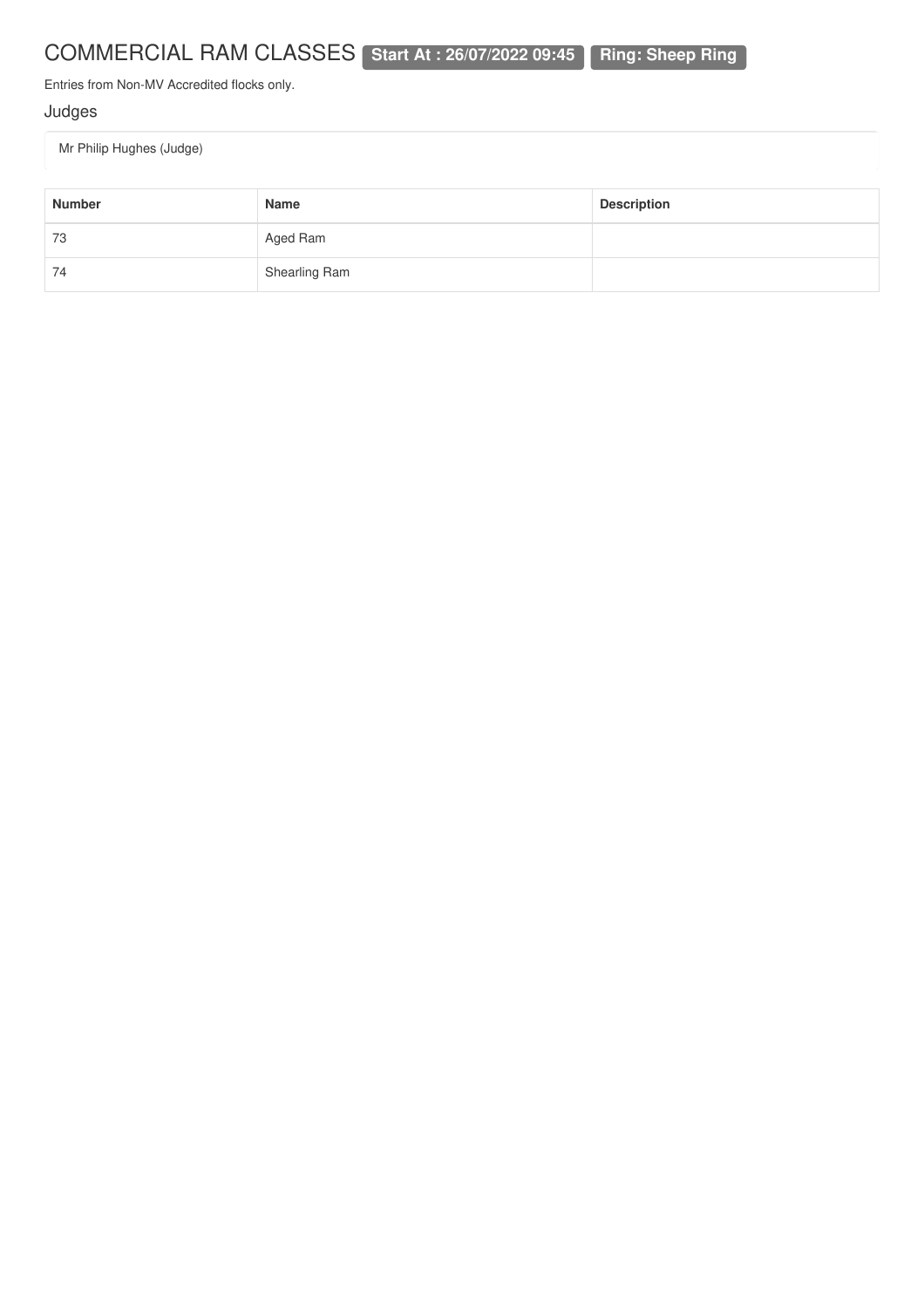# COMMERCIAL RAM CLASSES **Start At : 26/07/2022 09:45** **Ring: Sheep Ring**

Entries from Non-MV Accredited flocks only.

## Judges

Mr Philip Hughes (Judge)

| Number | Name | Description |
|---|---|---|
| 73 | Aged Ram | |
| 74 | Shearling Ram | |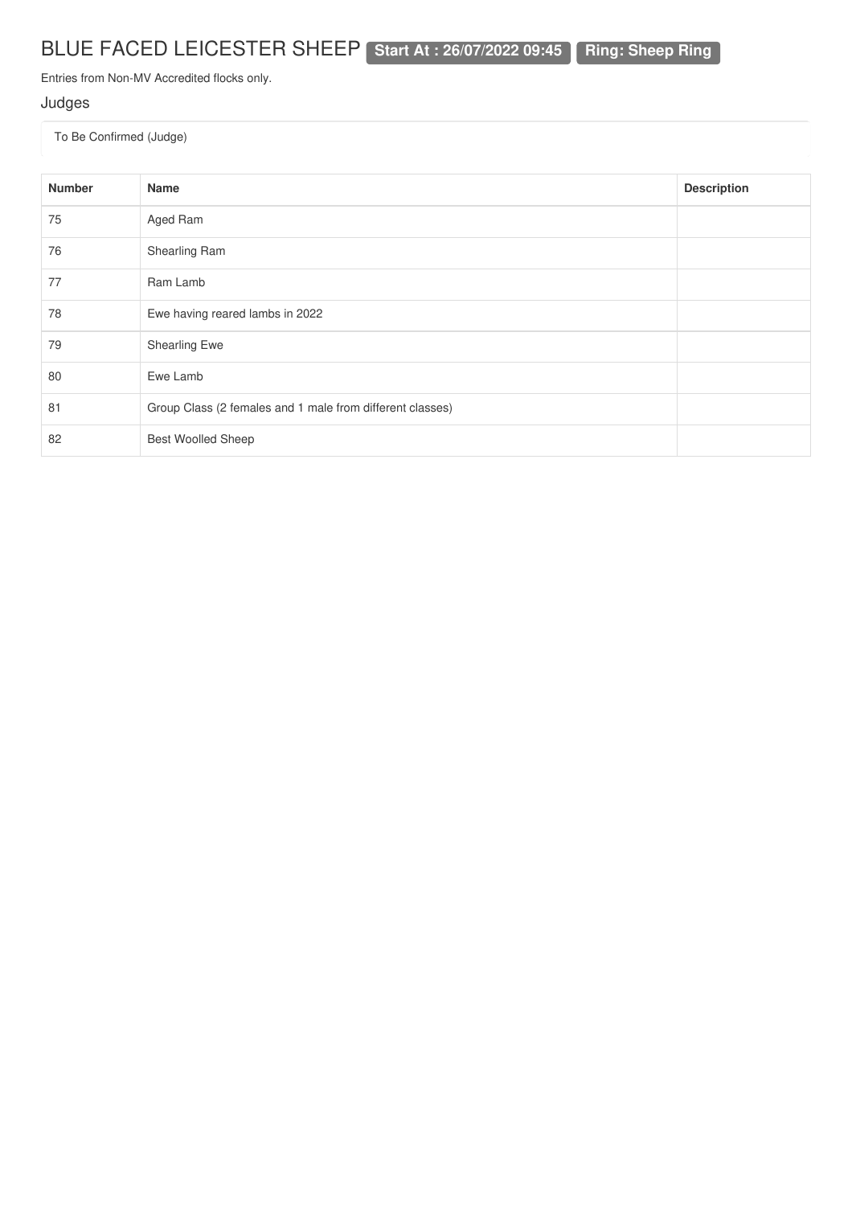# BLUE FACED LEICESTER SHEEP **Start At : 26/07/2022 09:45** **Ring: Sheep Ring**

Entries from Non-MV Accredited flocks only.

## Judges

To Be Confirmed (Judge)

| Number | Name | Description |
|---|---|---|
| 75 | Aged Ram | |
| 76 | Shearling Ram | |
| 77 | Ram Lamb | |
| 78 | Ewe having reared lambs in 2022 | |
| 79 | Shearling Ewe | |
| 80 | Ewe Lamb | |
| 81 | Group Class (2 females and 1 male from different classes) | |
| 82 | Best Woolled Sheep | |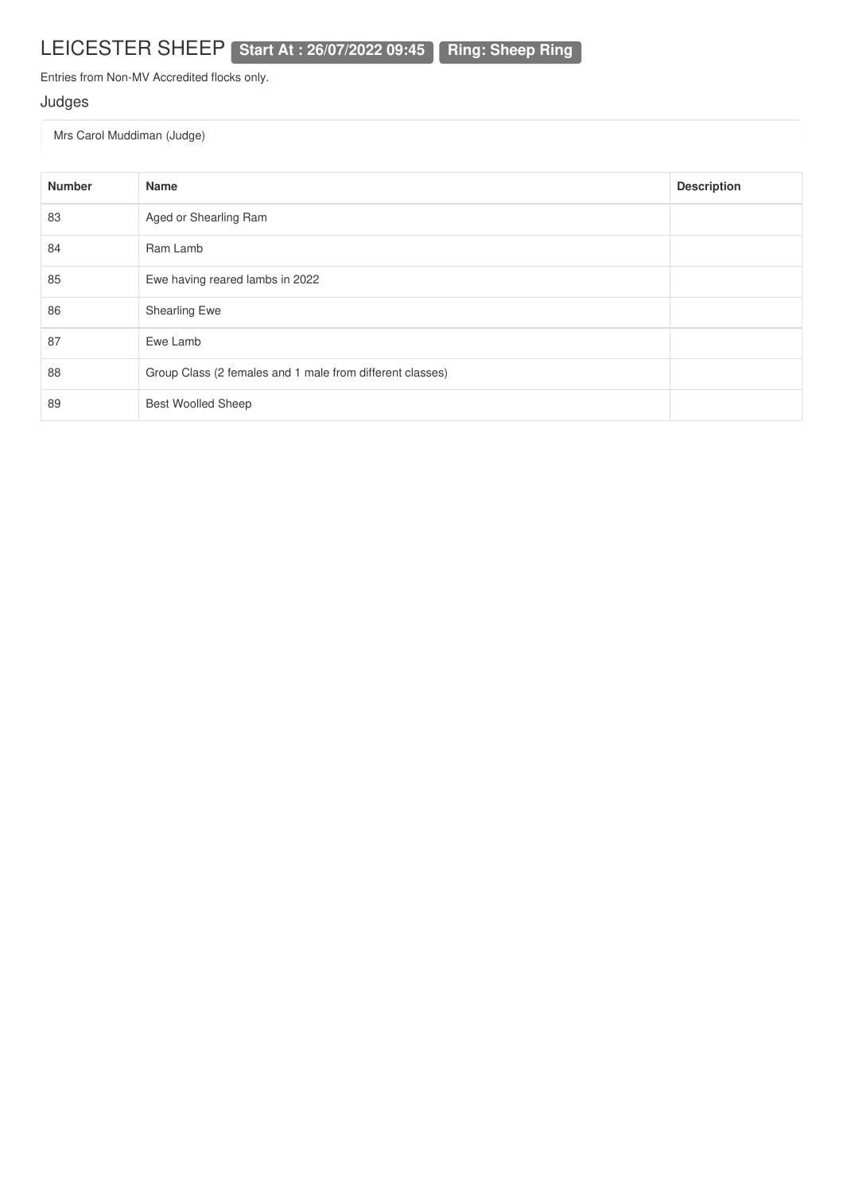# LEICESTER SHEEP **Start At : 26/07/2022 09:45** **Ring: Sheep Ring**

Entries from Non-MV Accredited flocks only.

## Judges

Mrs Carol Muddiman (Judge)

| Number | Name | Description |
|---|---|---|
| 83 | Aged or Shearling Ram | |
| 84 | Ram Lamb | |
| 85 | Ewe having reared lambs in 2022 | |
| 86 | Shearling Ewe | |
| 87 | Ewe Lamb | |
| 88 | Group Class (2 females and 1 male from different classes) | |
| 89 | Best Woolled Sheep | |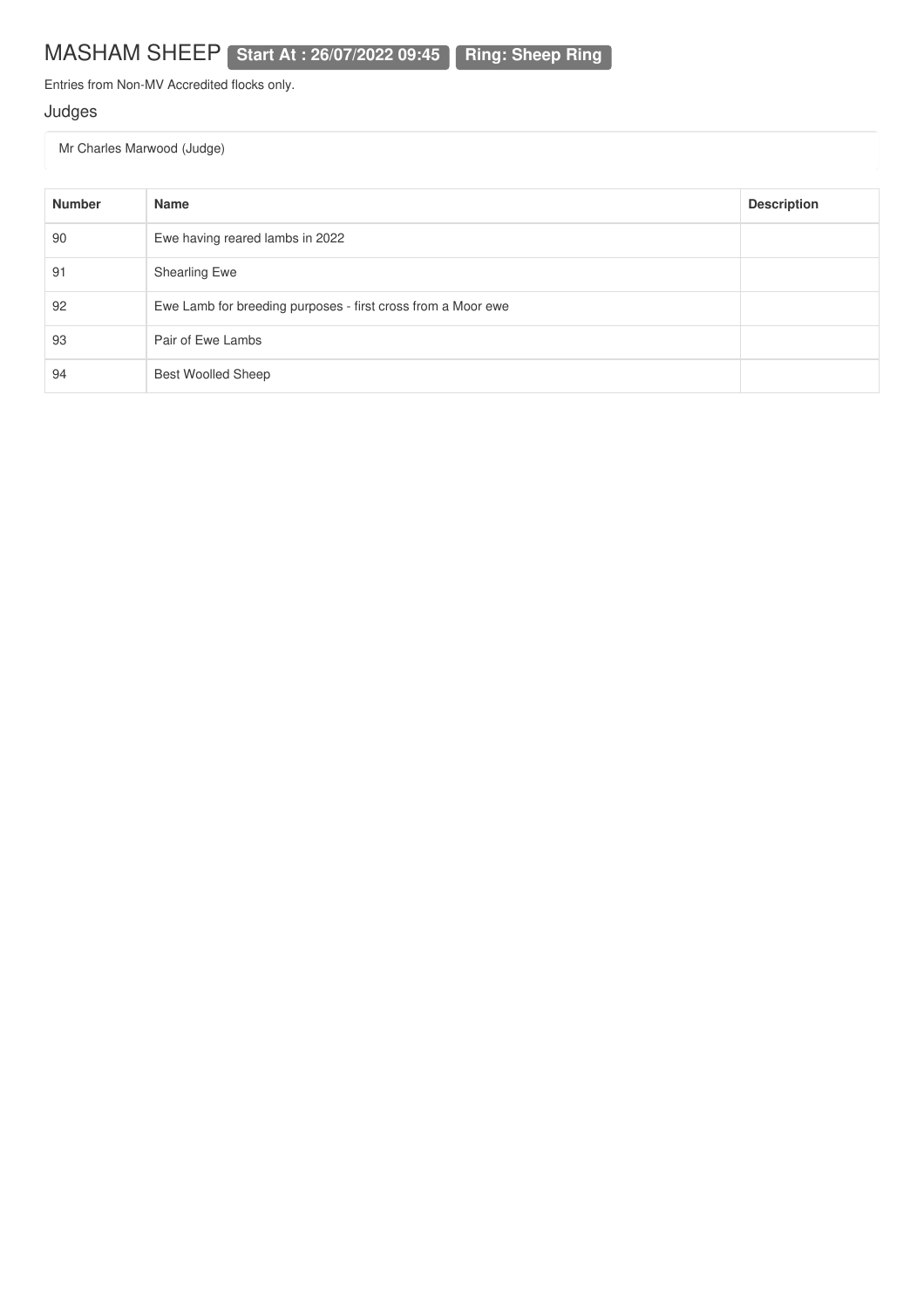# MASHAM SHEEP **Start At : 26/07/2022 09:45** **Ring: Sheep Ring**

Entries from Non-MV Accredited flocks only.

## Judges

Mr Charles Marwood (Judge)

| Number | Name | Description |
|---|---|---|
| 90 | Ewe having reared lambs in 2022 | |
| 91 | Shearling Ewe | |
| 92 | Ewe Lamb for breeding purposes - first cross from a Moor ewe | |
| 93 | Pair of Ewe Lambs | |
| 94 | Best Woolled Sheep | |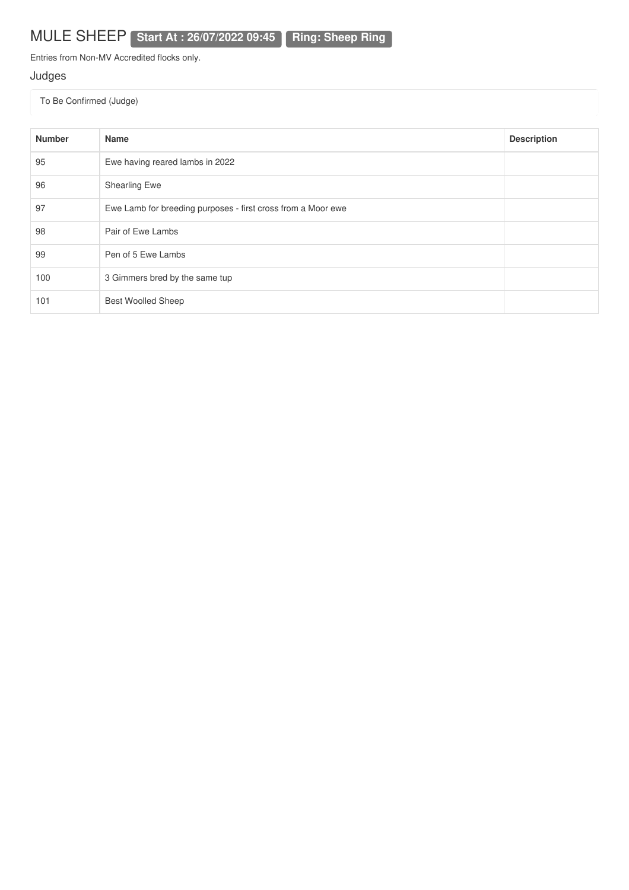# MULE SHEEP **Start At : 26/07/2022 09:45** **Ring: Sheep Ring**

Entries from Non-MV Accredited flocks only.

## Judges

To Be Confirmed (Judge)

| Number | Name | Description |
|---|---|---|
| 95 | Ewe having reared lambs in 2022 | |
| 96 | Shearling Ewe | |
| 97 | Ewe Lamb for breeding purposes - first cross from a Moor ewe | |
| 98 | Pair of Ewe Lambs | |
| 99 | Pen of 5 Ewe Lambs | |
| 100 | 3 Gimmers bred by the same tup | |
| 101 | Best Woolled Sheep | |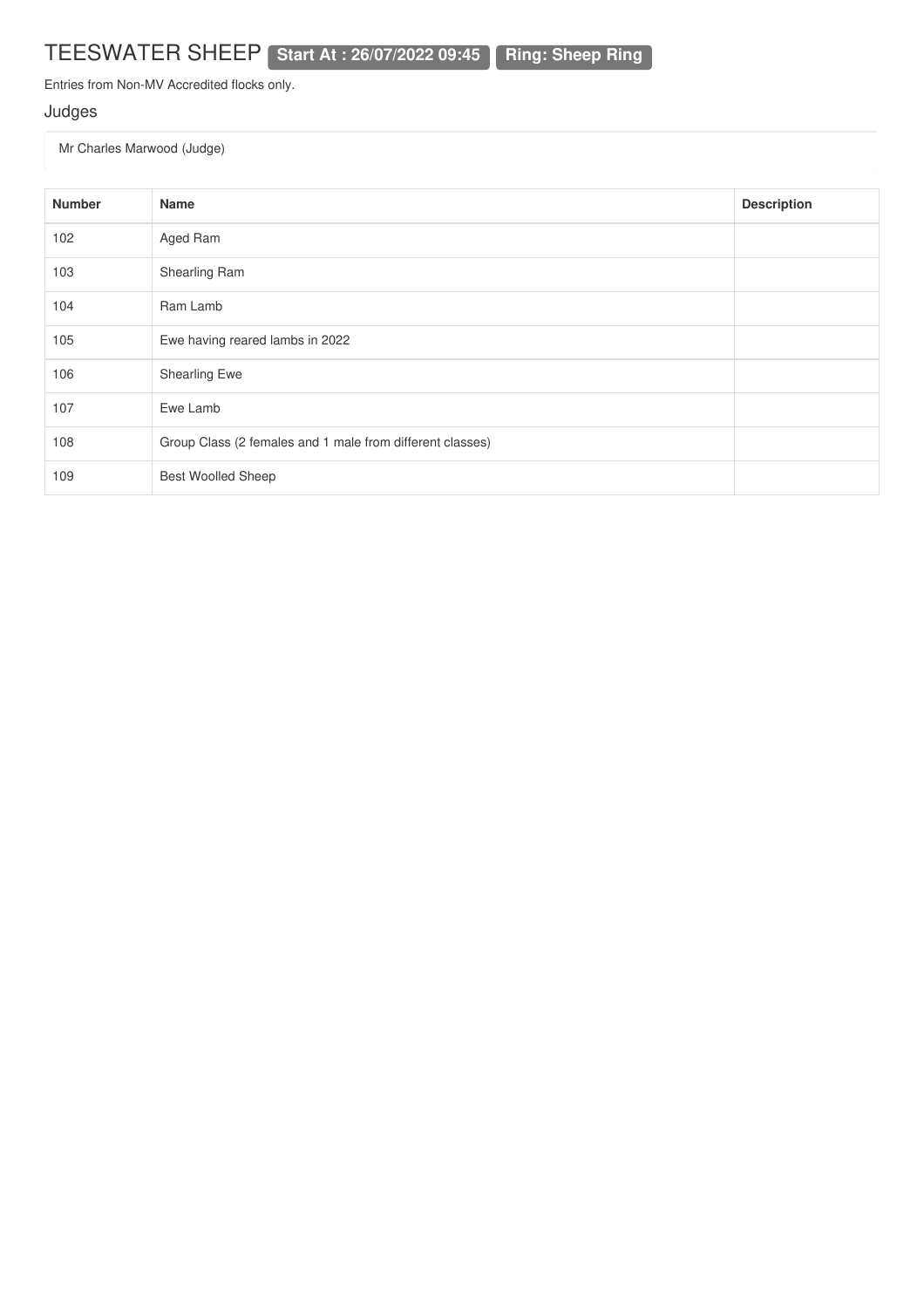# TEESWATER SHEEP **Start At : 26/07/2022 09:45** **Ring: Sheep Ring**

Entries from Non-MV Accredited flocks only.

## Judges

Mr Charles Marwood (Judge)

| Number | Name | Description |
|---|---|---|
| 102 | Aged Ram | |
| 103 | Shearling Ram | |
| 104 | Ram Lamb | |
| 105 | Ewe having reared lambs in 2022 | |
| 106 | Shearling Ewe | |
| 107 | Ewe Lamb | |
| 108 | Group Class (2 females and 1 male from different classes) | |
| 109 | Best Woolled Sheep | |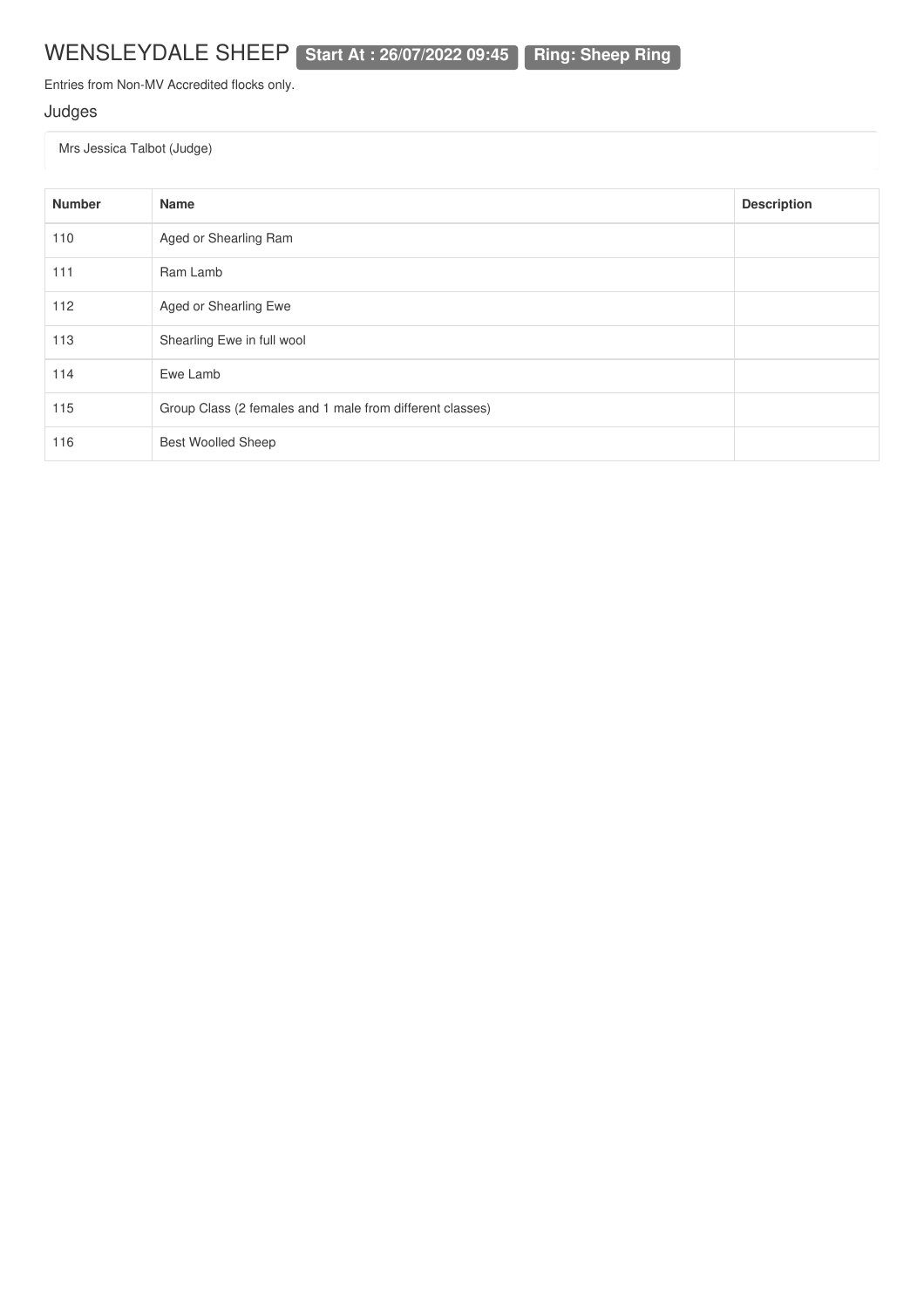# WENSLEYDALE SHEEP

**Start At : 26/07/2022 09:45** **Ring: Sheep Ring**

Entries from Non-MV Accredited flocks only.

## Judges

Mrs Jessica Talbot (Judge)

| Number | Name | Description |
|---|---|---|
| 110 | Aged or Shearling Ram | |
| 111 | Ram Lamb | |
| 112 | Aged or Shearling Ewe | |
| 113 | Shearling Ewe in full wool | |
| 114 | Ewe Lamb | |
| 115 | Group Class (2 females and 1 male from different classes) | |
| 116 | Best Woolled Sheep | |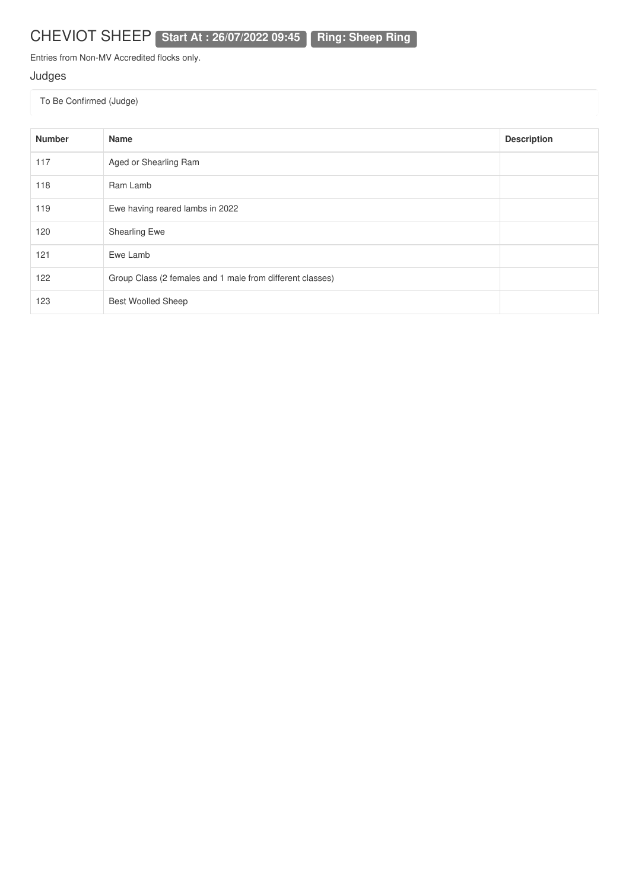# CHEVIOT SHEEP **Start At : 26/07/2022 09:45** **Ring: Sheep Ring**

Entries from Non-MV Accredited flocks only.

## Judges

To Be Confirmed (Judge)

| Number | Name | Description |
|---|---|---|
| 117 | Aged or Shearling Ram | |
| 118 | Ram Lamb | |
| 119 | Ewe having reared lambs in 2022 | |
| 120 | Shearling Ewe | |
| 121 | Ewe Lamb | |
| 122 | Group Class (2 females and 1 male from different classes) | |
| 123 | Best Woolled Sheep | |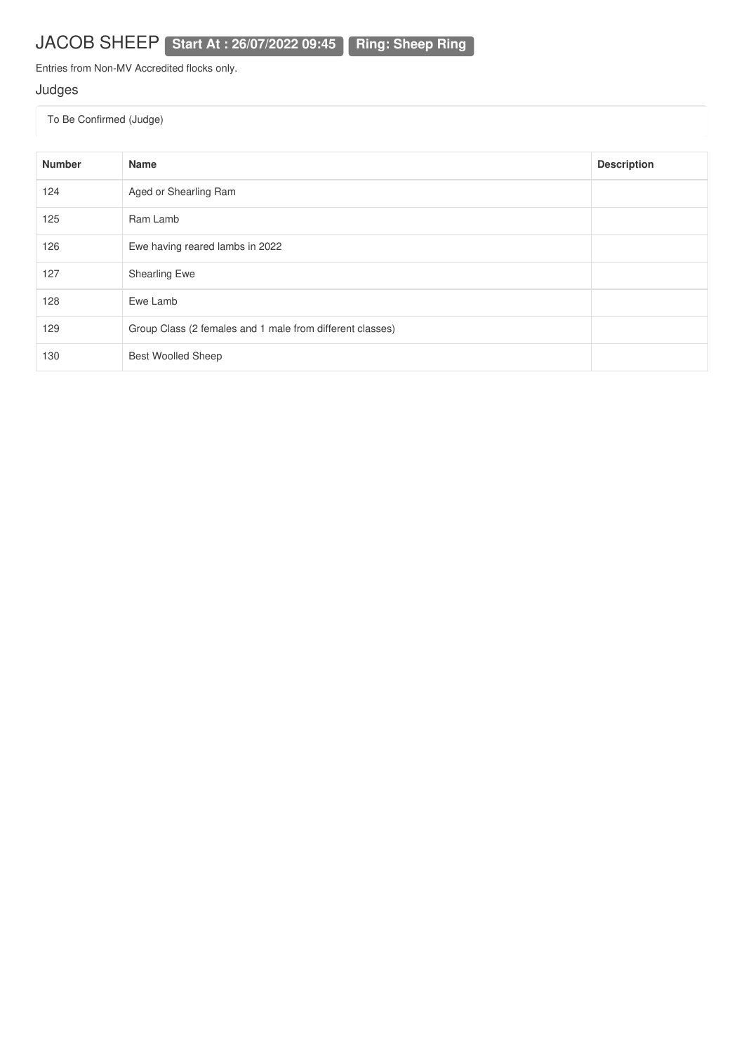# JACOB SHEEP **Start At : 26/07/2022 09:45** **Ring: Sheep Ring**

Entries from Non-MV Accredited flocks only.

## Judges

To Be Confirmed (Judge)

| Number | Name | Description |
|---|---|---|
| 124 | Aged or Shearling Ram | |
| 125 | Ram Lamb | |
| 126 | Ewe having reared lambs in 2022 | |
| 127 | Shearling Ewe | |
| 128 | Ewe Lamb | |
| 129 | Group Class (2 females and 1 male from different classes) | |
| 130 | Best Woolled Sheep | |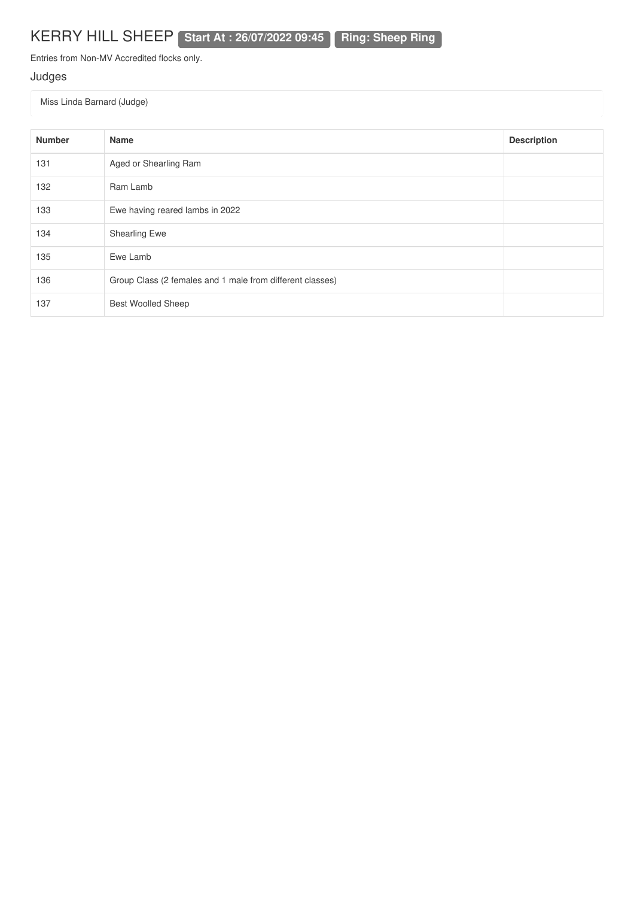# KERRY HILL SHEEP **Start At : 26/07/2022 09:45** **Ring: Sheep Ring**

Entries from Non-MV Accredited flocks only.

## Judges

Miss Linda Barnard (Judge)

| Number | Name | Description |
|---|---|---|
| 131 | Aged or Shearling Ram | |
| 132 | Ram Lamb | |
| 133 | Ewe having reared lambs in 2022 | |
| 134 | Shearling Ewe | |
| 135 | Ewe Lamb | |
| 136 | Group Class (2 females and 1 male from different classes) | |
| 137 | Best Woolled Sheep | |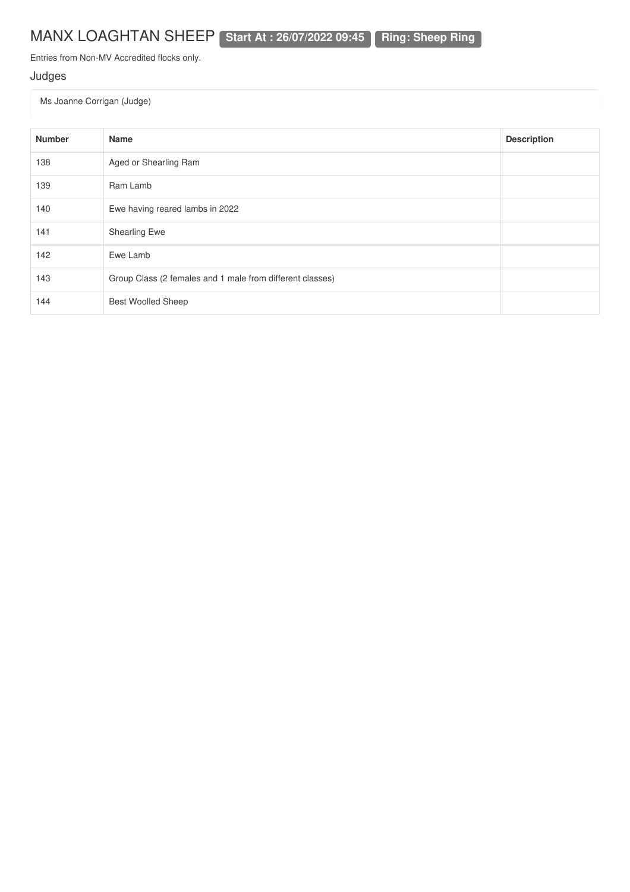# MANX LOAGHTAN SHEEP **Start At : 26/07/2022 09:45** **Ring: Sheep Ring**

Entries from Non-MV Accredited flocks only.

## Judges

Ms Joanne Corrigan (Judge)

| Number | Name | Description |
|---|---|---|
| 138 | Aged or Shearling Ram | |
| 139 | Ram Lamb | |
| 140 | Ewe having reared lambs in 2022 | |
| 141 | Shearling Ewe | |
| 142 | Ewe Lamb | |
| 143 | Group Class (2 females and 1 male from different classes) | |
| 144 | Best Woolled Sheep | |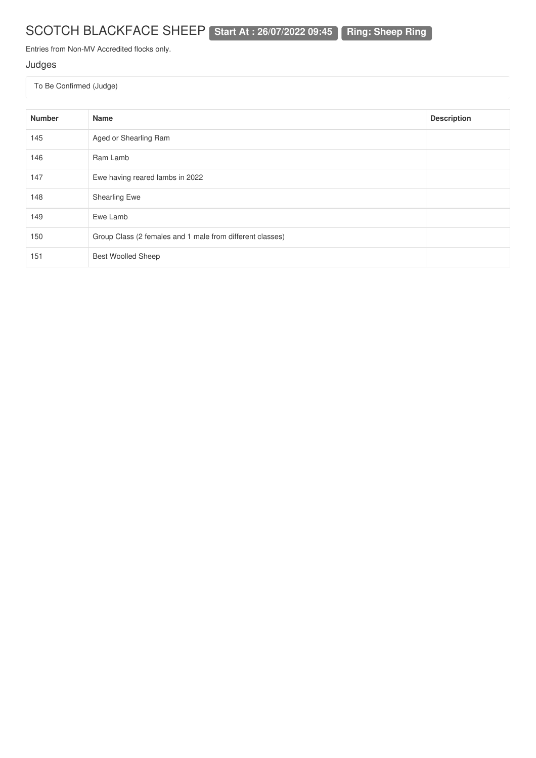# SCOTCH BLACKFACE SHEEP **Start At : 26/07/2022 09:45** **Ring: Sheep Ring**

Entries from Non-MV Accredited flocks only.

### Judges

To Be Confirmed (Judge)

| Number | Name | Description |
|---|---|---|
| 145 | Aged or Shearling Ram | |
| 146 | Ram Lamb | |
| 147 | Ewe having reared lambs in 2022 | |
| 148 | Shearling Ewe | |
| 149 | Ewe Lamb | |
| 150 | Group Class (2 females and 1 male from different classes) | |
| 151 | Best Woolled Sheep | |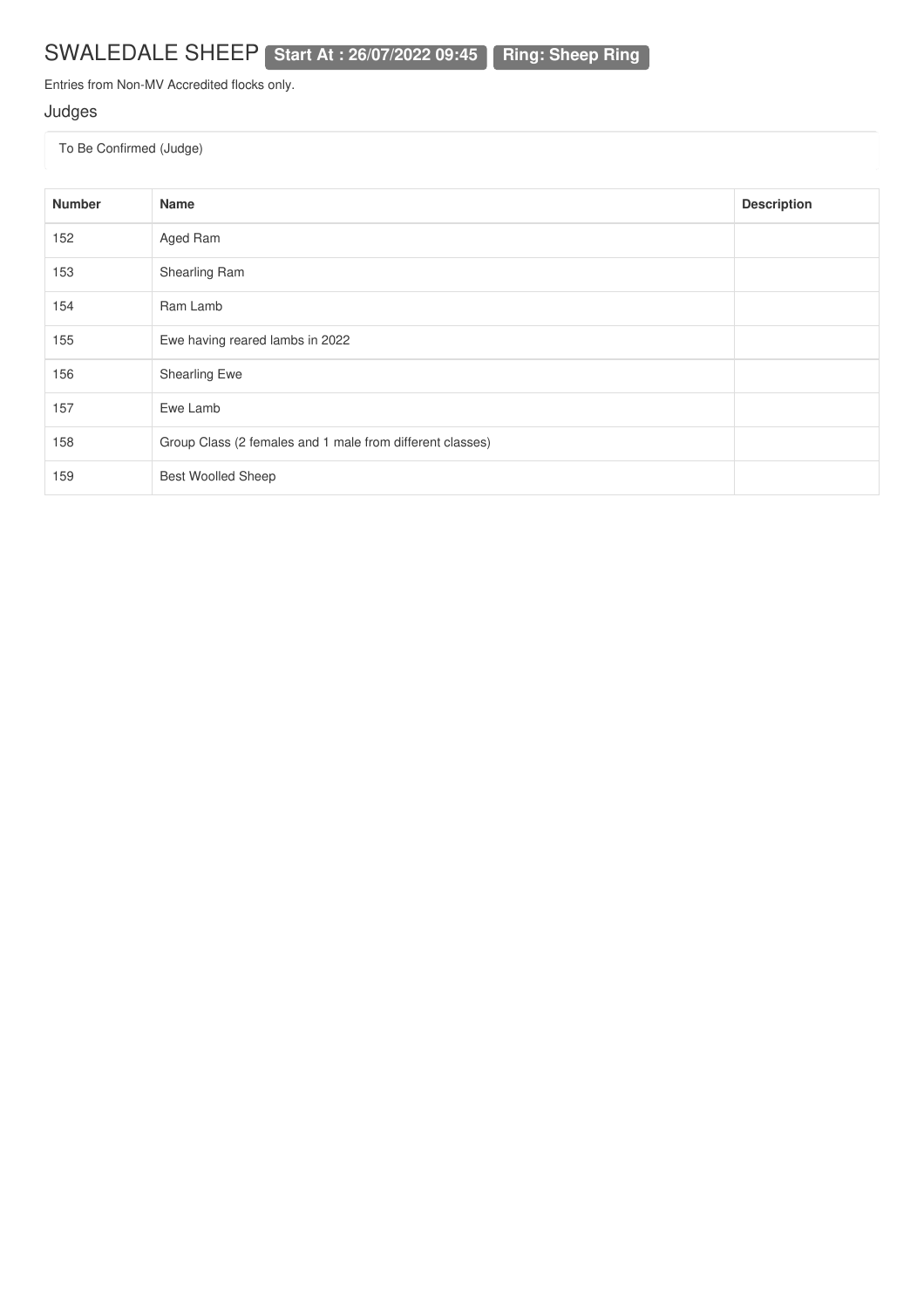# SWALEDALE SHEEP **Start At : 26/07/2022 09:45** **Ring: Sheep Ring**

Entries from Non-MV Accredited flocks only.

## Judges

To Be Confirmed (Judge)

| Number | Name | Description |
|---|---|---|
| 152 | Aged Ram | |
| 153 | Shearling Ram | |
| 154 | Ram Lamb | |
| 155 | Ewe having reared lambs in 2022 | |
| 156 | Shearling Ewe | |
| 157 | Ewe Lamb | |
| 158 | Group Class (2 females and 1 male from different classes) | |
| 159 | Best Woolled Sheep | |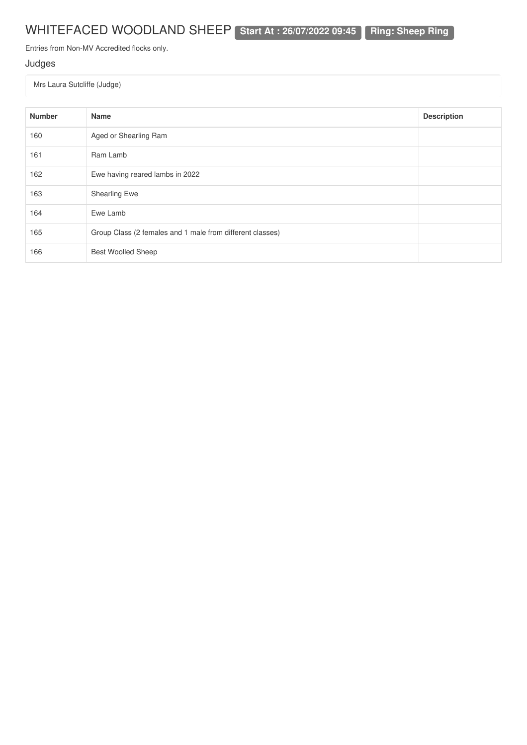# WHITEFACED WOODLAND SHEEP **Start At : 26/07/2022 09:45** **Ring: Sheep Ring**

Entries from Non-MV Accredited flocks only.

## Judges

Mrs Laura Sutcliffe (Judge)

| Number | Name | Description |
|---|---|---|
| 160 | Aged or Shearling Ram | |
| 161 | Ram Lamb | |
| 162 | Ewe having reared lambs in 2022 | |
| 163 | Shearling Ewe | |
| 164 | Ewe Lamb | |
| 165 | Group Class (2 females and 1 male from different classes) | |
| 166 | Best Woolled Sheep | |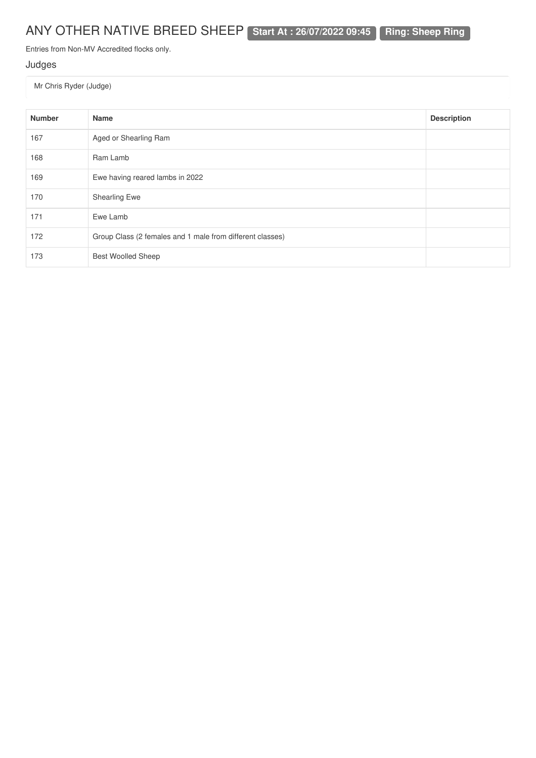# ANY OTHER NATIVE BREED SHEEP **Start At : 26/07/2022 09:45** **Ring: Sheep Ring**

Entries from Non-MV Accredited flocks only.

## Judges

Mr Chris Ryder (Judge)

| Number | Name | Description |
|---|---|---|
| 167 | Aged or Shearling Ram | |
| 168 | Ram Lamb | |
| 169 | Ewe having reared lambs in 2022 | |
| 170 | Shearling Ewe | |
| 171 | Ewe Lamb | |
| 172 | Group Class (2 females and 1 male from different classes) | |
| 173 | Best Woolled Sheep | |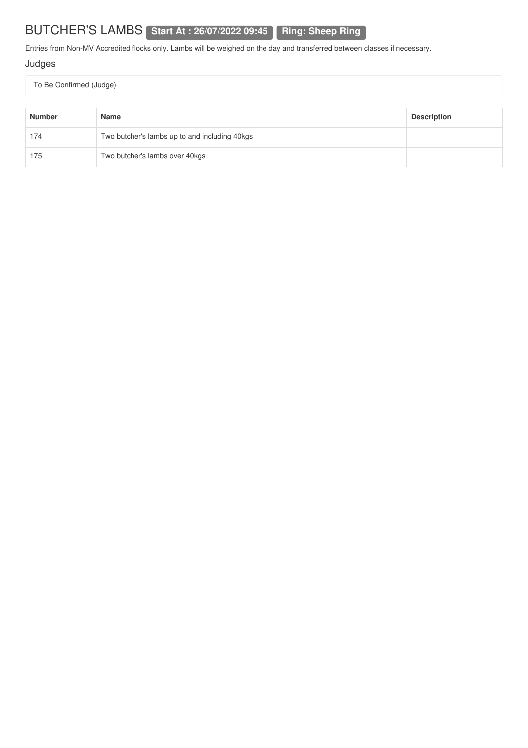# BUTCHER'S LAMBS **Start At : 26/07/2022 09:45** **Ring: Sheep Ring**

Entries from Non-MV Accredited flocks only. Lambs will be weighed on the day and transferred between classes if necessary.

## Judges

To Be Confirmed (Judge)

| Number | Name | Description |
|---|---|---|
| 174 | Two butcher's lambs up to and including 40kgs | |
| 175 | Two butcher's lambs over 40kgs | |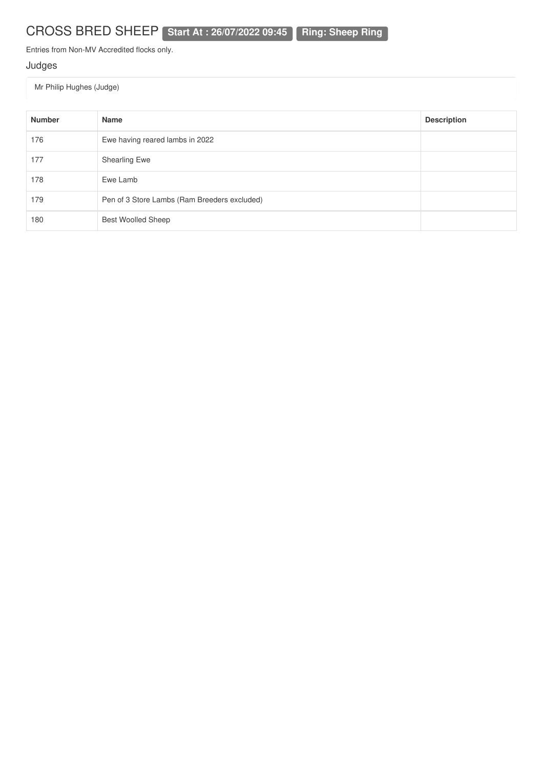# CROSS BRED SHEEP **Start At : 26/07/2022 09:45** **Ring: Sheep Ring**

Entries from Non-MV Accredited flocks only.

## Judges

Mr Philip Hughes (Judge)

| Number | Name | Description |
| --- | --- | --- |
| 176 | Ewe having reared lambs in 2022 | |
| 177 | Shearling Ewe | |
| 178 | Ewe Lamb | |
| 179 | Pen of 3 Store Lambs (Ram Breeders excluded) | |
| 180 | Best Woolled Sheep | |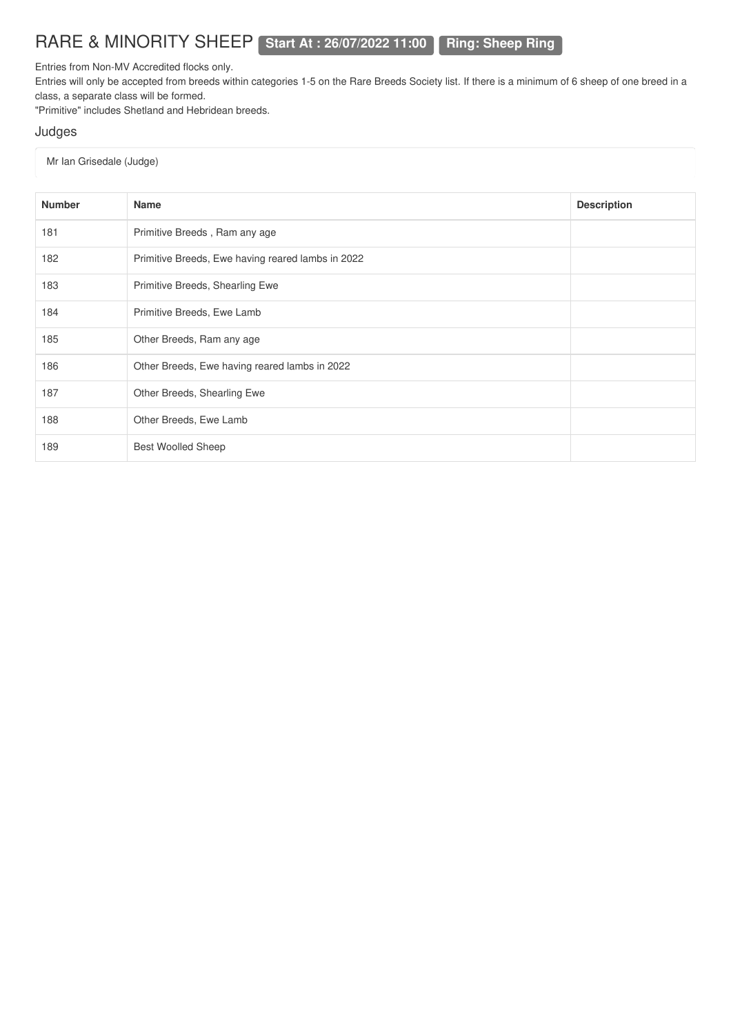# RARE & MINORITY SHEEP **Start At : 26/07/2022 11:00** **Ring: Sheep Ring**

Entries from Non-MV Accredited flocks only.

Entries will only be accepted from breeds within categories 1-5 on the Rare Breeds Society list. If there is a minimum of 6 sheep of one breed in a class, a separate class will be formed.

"Primitive" includes Shetland and Hebridean breeds.

## Judges

Mr Ian Grisedale (Judge)

| Number | Name | Description |
|---|---|---|
| 181 | Primitive Breeds , Ram any age | |
| 182 | Primitive Breeds, Ewe having reared lambs in 2022 | |
| 183 | Primitive Breeds, Shearling Ewe | |
| 184 | Primitive Breeds, Ewe Lamb | |
| 185 | Other Breeds, Ram any age | |
| 186 | Other Breeds, Ewe having reared lambs in 2022 | |
| 187 | Other Breeds, Shearling Ewe | |
| 188 | Other Breeds, Ewe Lamb | |
| 189 | Best Woolled Sheep | |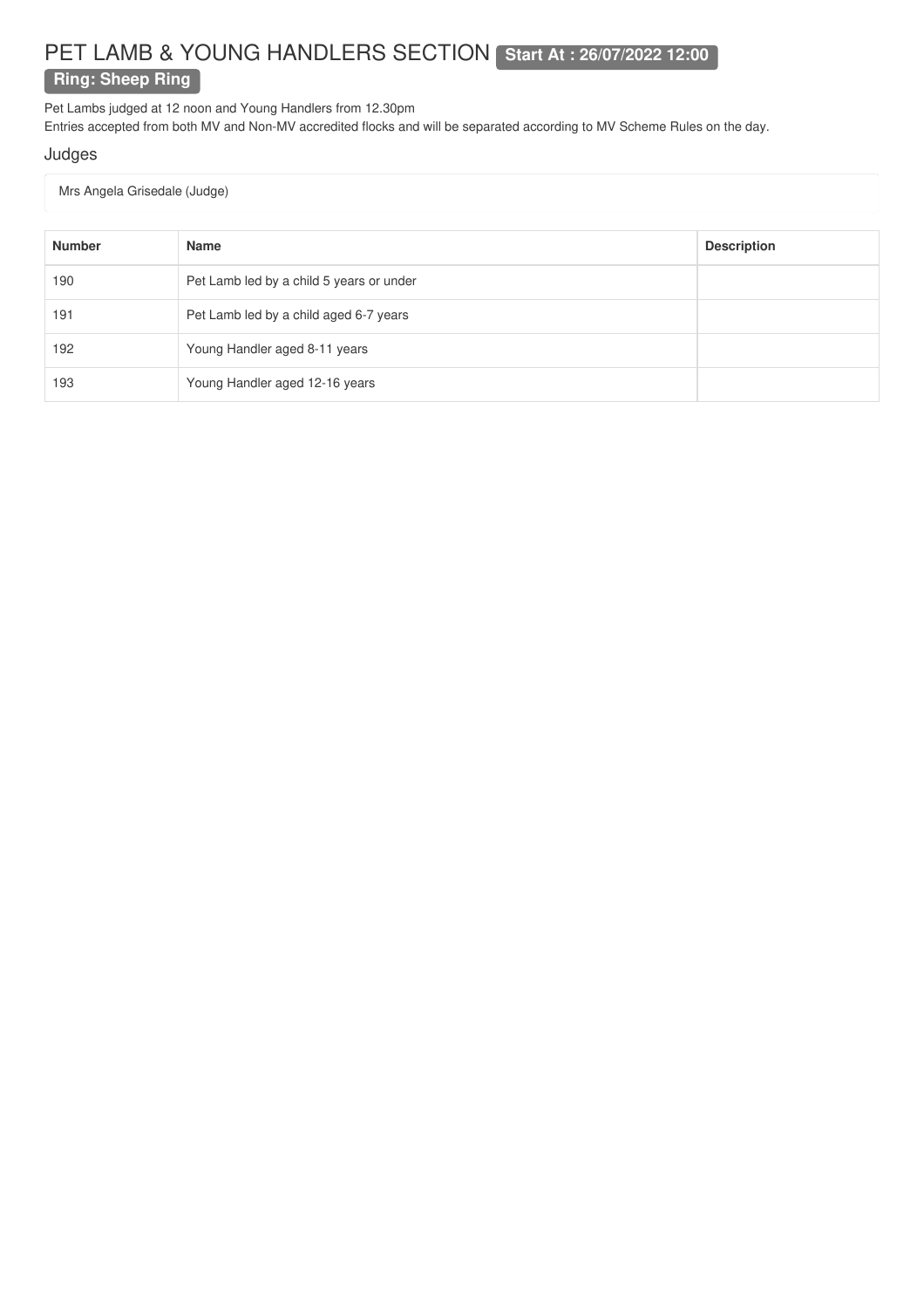# PET LAMB & YOUNG HANDLERS SECTION **Start At : 26/07/2022 12:00**

**Ring: Sheep Ring**

Pet Lambs judged at 12 noon and Young Handlers from 12.30pm
Entries accepted from both MV and Non-MV accredited flocks and will be separated according to MV Scheme Rules on the day.

## Judges

Mrs Angela Grisedale (Judge)

| Number | Name | Description |
|---|---|---|
| 190 | Pet Lamb led by a child 5 years or under | |
| 191 | Pet Lamb led by a child aged 6-7 years | |
| 192 | Young Handler aged 8-11 years | |
| 193 | Young Handler aged 12-16 years | |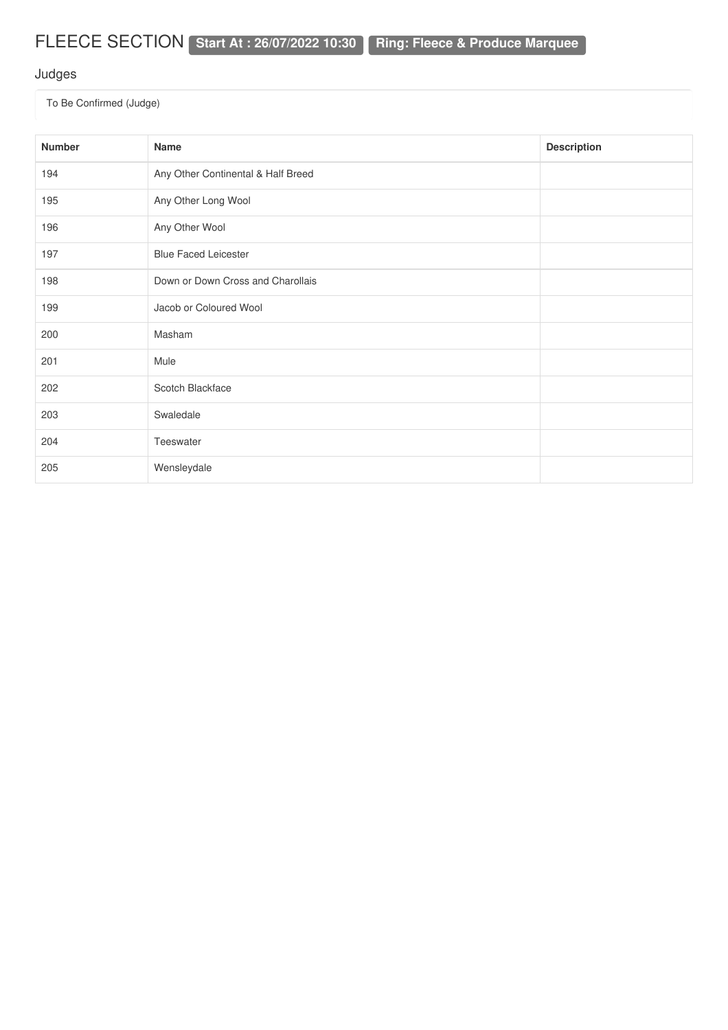# FLEECE SECTION

**Start At : 26/07/2022 10:30** **Ring: Fleece & Produce Marquee**

## Judges

To Be Confirmed (Judge)

| Number | Name | Description |
|---|---|---|
| 194 | Any Other Continental & Half Breed | |
| 195 | Any Other Long Wool | |
| 196 | Any Other Wool | |
| 197 | Blue Faced Leicester | |
| 198 | Down or Down Cross and Charollais | |
| 199 | Jacob or Coloured Wool | |
| 200 | Masham | |
| 201 | Mule | |
| 202 | Scotch Blackface | |
| 203 | Swaledale | |
| 204 | Teeswater | |
| 205 | Wensleydale | |